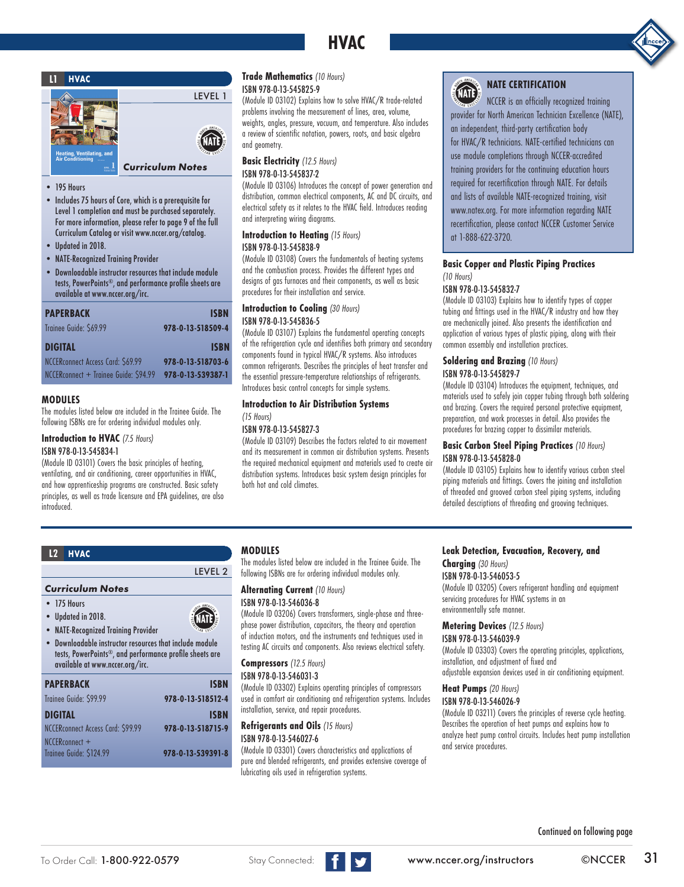# HVAC

## L1 HVAC

LEVEL 1

*Curriculum Notes*

- 195 Hours
- Includes 75 hours of Core, which is a prerequisite for Level 1 completion and must be purchased separately. For more information, please refer to page 9 of the full Curriculum Catalog or visit www.nccer.org/catalog.
- Updated in 2018.
- NATE-Recognized Training Provider
- Downloadable instructor resources that include module tests, PowerPoints®, and performance profile sheets are available at www.nccer.org/irc.

| PAPERBACK | ISBN |
|---|---|
| Trainee Guide: $69.99 | 978-0-13-518509-4 |
| **DIGITAL** | **ISBN** |
| NCCERconnect Access Card: $69.99 | 978-0-13-518703-6 |
| NCCERconnect + Trainee Guide: $94.99 | 978-0-13-539387-1 |

### MODULES

The modules listed below are included in the Trainee Guide. The following ISBNs are for ordering individual modules only.

**Introduction to HVAC** *(7.5 Hours)*
ISBN 978-0-13-545834-1
(Module ID 03101) Covers the basic principles of heating, ventilating, and air conditioning, career opportunities in HVAC, and how apprenticeship programs are constructed. Basic safety principles, as well as trade licensure and EPA guidelines, are also introduced.

**Trade Mathematics** *(10 Hours)*
ISBN 978-0-13-545825-9
(Module ID 03102) Explains how to solve HVAC/R trade-related problems involving the measurement of lines, area, volume, weights, angles, pressure, vacuum, and temperature. Also includes a review of scientific notation, powers, roots, and basic algebra and geometry.

**Basic Electricity** *(12.5 Hours)*
ISBN 978-0-13-545837-2
(Module ID 03106) Introduces the concept of power generation and distribution, common electrical components, AC and DC circuits, and electrical safety as it relates to the HVAC field. Introduces reading and interpreting wiring diagrams.

**Introduction to Heating** *(15 Hours)*
ISBN 978-0-13-545838-9
(Module ID 03108) Covers the fundamentals of heating systems and the combustion process. Provides the different types and designs of gas furnaces and their components, as well as basic procedures for their installation and service.

**Introduction to Cooling** *(30 Hours)*
ISBN 978-0-13-545836-5
(Module ID 03107) Explains the fundamental operating concepts of the refrigeration cycle and identifies both primary and secondary components found in typical HVAC/R systems. Also introduces common refrigerants. Describes the principles of heat transfer and the essential pressure-temperature relationships of refrigerants. Introduces basic control concepts for simple systems.

**Introduction to Air Distribution Systems** *(15 Hours)*
ISBN 978-0-13-545827-3
(Module ID 03109) Describes the factors related to air movement and its measurement in common air distribution systems. Presents the required mechanical equipment and materials used to create air distribution systems. Introduces basic system design principles for both hot and cold climates.

### NATE CERTIFICATION

NCCER is an officially recognized training provider for North American Technician Excellence (NATE), an independent, third-party certification body for HVAC/R technicians. NATE-certified technicians can use module completions through NCCER-accredited training providers for the continuing education hours required for recertification through NATE. For details and lists of available NATE-recognized training, visit www.natex.org. For more information regarding NATE recertification, please contact NCCER Customer Service at 1-888-622-3720.

**Basic Copper and Plastic Piping Practices** *(10 Hours)*
ISBN 978-0-13-545832-7
(Module ID 03103) Explains how to identify types of copper tubing and fittings used in the HVAC/R industry and how they are mechanically joined. Also presents the identification and application of various types of plastic piping, along with their common assembly and installation practices.

**Soldering and Brazing** *(10 Hours)*
ISBN 978-0-13-545829-7
(Module ID 03104) Introduces the equipment, techniques, and materials used to safely join copper tubing through both soldering and brazing. Covers the required personal protective equipment, preparation, and work processes in detail. Also provides the procedures for brazing copper to dissimilar materials.

**Basic Carbon Steel Piping Practices** *(10 Hours)*
ISBN 978-0-13-545828-0
(Module ID 03105) Explains how to identify various carbon steel piping materials and fittings. Covers the joining and installation of threaded and grooved carbon steel piping systems, including detailed descriptions of threading and grooving techniques.

## L2 HVAC

LEVEL 2

*Curriculum Notes*

- 175 Hours
- Updated in 2018.
- NATE-Recognized Training Provider
- Downloadable instructor resources that include module tests, PowerPoints®, and performance profile sheets are available at www.nccer.org/irc.

| PAPERBACK | ISBN |
|---|---|
| Trainee Guide: $99.99 | 978-0-13-518512-4 |
| **DIGITAL** | **ISBN** |
| NCCERconnect Access Card: $99.99 | 978-0-13-518715-9 |
| NCCERconnect + Trainee Guide: $124.99 | 978-0-13-539391-8 |

### MODULES

The modules listed below are included in the Trainee Guide. The following ISBNs are for ordering individual modules only.

**Alternating Current** *(10 Hours)*
ISBN 978-0-13-546036-8
(Module ID 03206) Covers transformers, single-phase and three-phase power distribution, capacitors, the theory and operation of induction motors, and the instruments and techniques used in testing AC circuits and components. Also reviews electrical safety.

**Compressors** *(12.5 Hours)*
ISBN 978-0-13-546031-3
(Module ID 03302) Explains operating principles of compressors used in comfort air conditioning and refrigeration systems. Includes installation, service, and repair procedures.

**Refrigerants and Oils** *(15 Hours)*
ISBN 978-0-13-546027-6
(Module ID 03301) Covers characteristics and applications of pure and blended refrigerants, and provides extensive coverage of lubricating oils used in refrigeration systems.

**Leak Detection, Evacuation, Recovery, and Charging** *(30 Hours)*
ISBN 978-0-13-546053-5
(Module ID 03205) Covers refrigerant handling and equipment servicing procedures for HVAC systems in an environmentally safe manner.

**Metering Devices** *(12.5 Hours)*
ISBN 978-0-13-546039-9
(Module ID 03303) Covers the operating principles, applications, installation, and adjustment of fixed and adjustable expansion devices used in air conditioning equipment.

**Heat Pumps** *(20 Hours)*
ISBN 978-0-13-546026-9
(Module ID 03211) Covers the principles of reverse cycle heating. Describes the operation of heat pumps and explains how to analyze heat pump control circuits. Includes heat pump installation and service procedures.

Continued on following page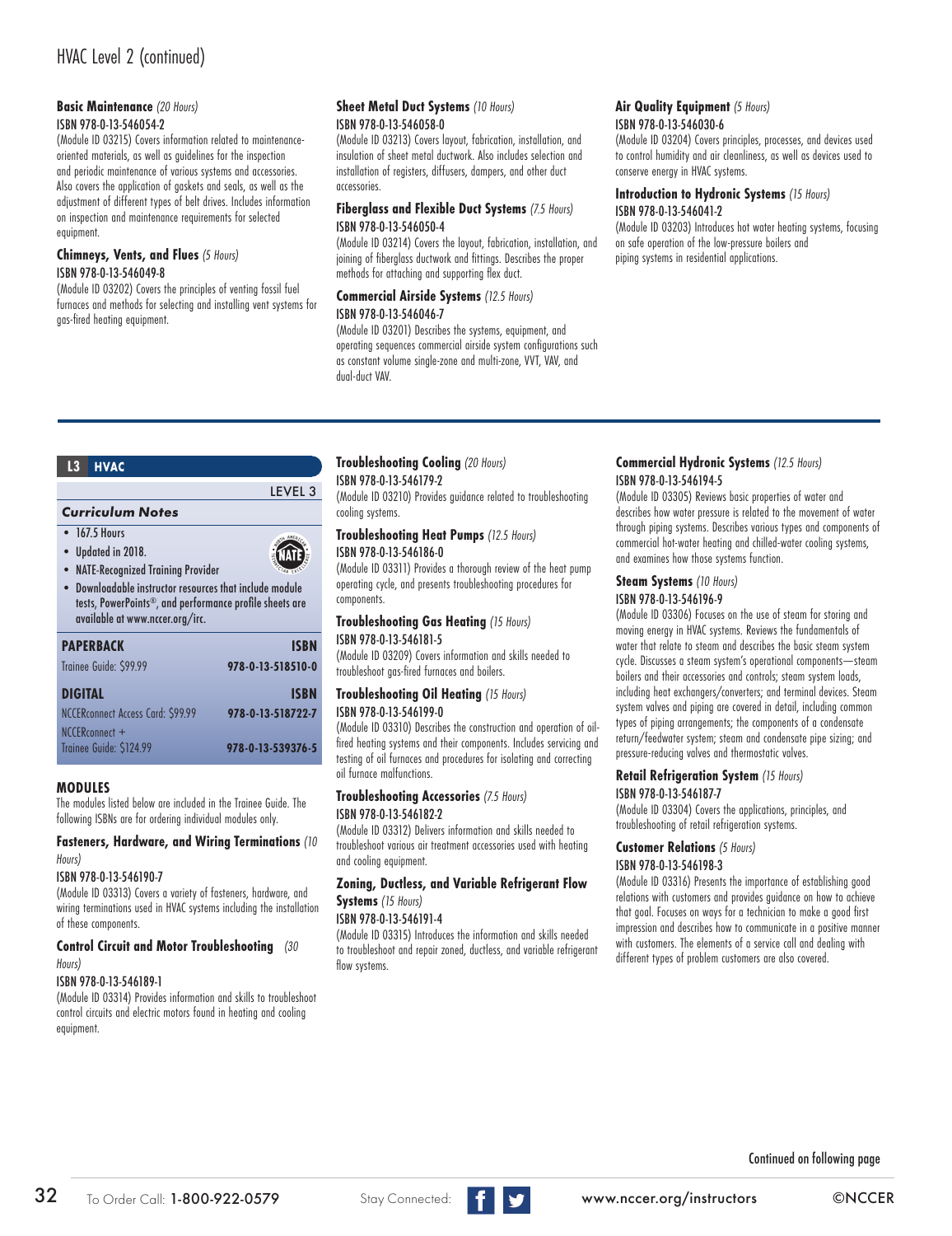# HVAC Level 2 (continued)

**Basic Maintenance** *(20 Hours)*
ISBN 978-0-13-546054-2
(Module ID 03215) Covers information related to maintenance-oriented materials, as well as guidelines for the inspection and periodic maintenance of various systems and accessories. Also covers the application of gaskets and seals, as well as the adjustment of different types of belt drives. Includes information on inspection and maintenance requirements for selected equipment.

**Chimneys, Vents, and Flues** *(5 Hours)*
ISBN 978-0-13-546049-8
(Module ID 03202) Covers the principles of venting fossil fuel furnaces and methods for selecting and installing vent systems for gas-fired heating equipment.

**Sheet Metal Duct Systems** *(10 Hours)*
ISBN 978-0-13-546058-0
(Module ID 03213) Covers layout, fabrication, installation, and insulation of sheet metal ductwork. Also includes selection and installation of registers, diffusers, dampers, and other duct accessories.

**Fiberglass and Flexible Duct Systems** *(7.5 Hours)*
ISBN 978-0-13-546050-4
(Module ID 03214) Covers the layout, fabrication, installation, and joining of fiberglass ductwork and fittings. Describes the proper methods for attaching and supporting flex duct.

**Commercial Airside Systems** *(12.5 Hours)*
ISBN 978-0-13-546046-7
(Module ID 03201) Describes the systems, equipment, and operating sequences commercial airside system configurations such as constant volume single-zone and multi-zone, VVT, VAV, and dual-duct VAV.

**Air Quality Equipment** *(5 Hours)*
ISBN 978-0-13-546030-6
(Module ID 03204) Covers principles, processes, and devices used to control humidity and air cleanliness, as well as devices used to conserve energy in HVAC systems.

**Introduction to Hydronic Systems** *(15 Hours)*
ISBN 978-0-13-546041-2
(Module ID 03203) Introduces hot water heating systems, focusing on safe operation of the low-pressure boilers and piping systems in residential applications.

---

## L3 HVAC

LEVEL 3

### *Curriculum Notes*

- 167.5 Hours
- Updated in 2018.
- NATE-Recognized Training Provider
- Downloadable instructor resources that include module tests, PowerPoints®, and performance profile sheets are available at www.nccer.org/irc.

| PAPERBACK | ISBN |
|---|---|
| Trainee Guide: $99.99 | 978-0-13-518510-0 |
| **DIGITAL** | **ISBN** |
| NCCERconnect Access Card: $99.99 | 978-0-13-518722-7 |
| NCCERconnect + Trainee Guide: $124.99 | 978-0-13-539376-5 |

### MODULES

The modules listed below are included in the Trainee Guide. The following ISBNs are for ordering individual modules only.

**Fasteners, Hardware, and Wiring Terminations** *(10 Hours)*
ISBN 978-0-13-546190-7
(Module ID 03313) Covers a variety of fasteners, hardware, and wiring terminations used in HVAC systems including the installation of these components.

**Control Circuit and Motor Troubleshooting** *(30 Hours)*
ISBN 978-0-13-546189-1
(Module ID 03314) Provides information and skills to troubleshoot control circuits and electric motors found in heating and cooling equipment.

**Troubleshooting Cooling** *(20 Hours)*
ISBN 978-0-13-546179-2
(Module ID 03210) Provides guidance related to troubleshooting cooling systems.

**Troubleshooting Heat Pumps** *(12.5 Hours)*
ISBN 978-0-13-546186-0
(Module ID 03311) Provides a thorough review of the heat pump operating cycle, and presents troubleshooting procedures for components.

**Troubleshooting Gas Heating** *(15 Hours)*
ISBN 978-0-13-546181-5
(Module ID 03209) Covers information and skills needed to troubleshoot gas-fired furnaces and boilers.

**Troubleshooting Oil Heating** *(15 Hours)*
ISBN 978-0-13-546199-0
(Module ID 03310) Describes the construction and operation of oil-fired heating systems and their components. Includes servicing and testing of oil furnaces and procedures for isolating and correcting oil furnace malfunctions.

**Troubleshooting Accessories** *(7.5 Hours)*
ISBN 978-0-13-546182-2
(Module ID 03312) Delivers information and skills needed to troubleshoot various air treatment accessories used with heating and cooling equipment.

**Zoning, Ductless, and Variable Refrigerant Flow Systems** *(15 Hours)*
ISBN 978-0-13-546191-4
(Module ID 03315) Introduces the information and skills needed to troubleshoot and repair zoned, ductless, and variable refrigerant flow systems.

**Commercial Hydronic Systems** *(12.5 Hours)*
ISBN 978-0-13-546194-5
(Module ID 03305) Reviews basic properties of water and describes how water pressure is related to the movement of water through piping systems. Describes various types and components of commercial hot-water heating and chilled-water cooling systems, and examines how those systems function.

**Steam Systems** *(10 Hours)*
ISBN 978-0-13-546196-9
(Module ID 03306) Focuses on the use of steam for storing and moving energy in HVAC systems. Reviews the fundamentals of water that relate to steam and describes the basic steam system cycle. Discusses a steam system's operational components—steam boilers and their accessories and controls; steam system loads, including heat exchangers/converters; and terminal devices. Steam system valves and piping are covered in detail, including common types of piping arrangements; the components of a condensate return/feedwater system; steam and condensate pipe sizing; and pressure-reducing valves and thermostatic valves.

**Retail Refrigeration System** *(15 Hours)*
ISBN 978-0-13-546187-7
(Module ID 03304) Covers the applications, principles, and troubleshooting of retail refrigeration systems.

**Customer Relations** *(5 Hours)*
ISBN 978-0-13-546198-3
(Module ID 03316) Presents the importance of establishing good relations with customers and provides guidance on how to achieve that goal. Focuses on ways for a technician to make a good first impression and describes how to communicate in a positive manner with customers. The elements of a service call and dealing with different types of problem customers are also covered.

Continued on following page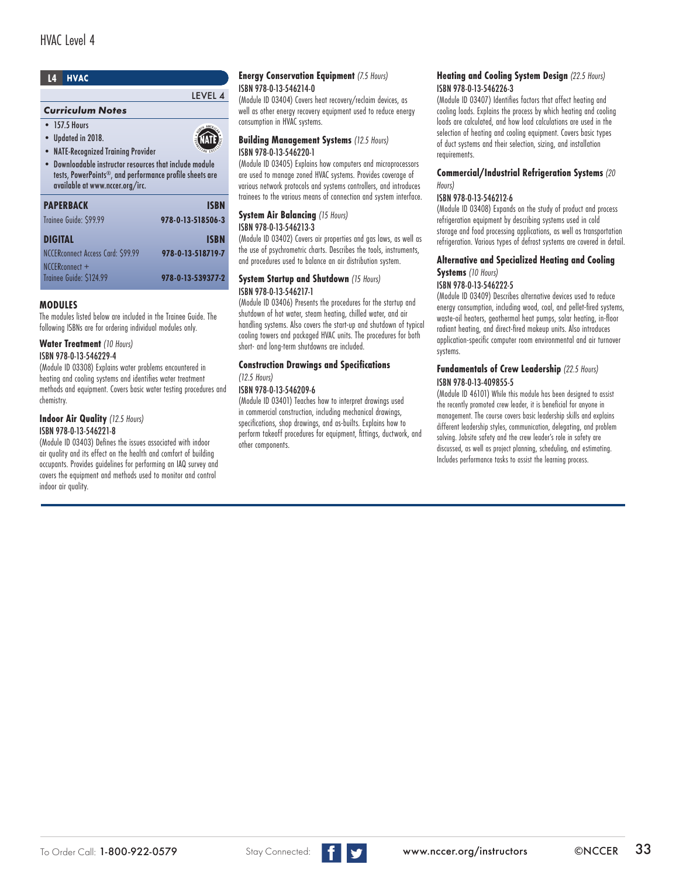# HVAC Level 4

## L4 HVAC

LEVEL 4

***Curriculum Notes***

- 157.5 Hours
- Updated in 2018.
- NATE-Recognized Training Provider
- Downloadable instructor resources that include module tests, PowerPoints®, and performance profile sheets are available at www.nccer.org/irc.

| PAPERBACK | ISBN |
|---|---|
| Trainee Guide: $99.99 | 978-0-13-518506-3 |

| DIGITAL | ISBN |
|---|---|
| NCCERconnect Access Card: $99.99 | 978-0-13-518719-7 |
| NCCERconnect + Trainee Guide: $124.99 | 978-0-13-539377-2 |

### MODULES

The modules listed below are included in the Trainee Guide. The following ISBNs are for ordering individual modules only.

**Water Treatment** *(10 Hours)*
ISBN 978-0-13-546229-4
(Module ID 03308) Explains water problems encountered in heating and cooling systems and identifies water treatment methods and equipment. Covers basic water testing procedures and chemistry.

**Indoor Air Quality** *(12.5 Hours)*
ISBN 978-0-13-546221-8
(Module ID 03403) Defines the issues associated with indoor air quality and its effect on the health and comfort of building occupants. Provides guidelines for performing an IAQ survey and covers the equipment and methods used to monitor and control indoor air quality.

**Energy Conservation Equipment** *(7.5 Hours)*
ISBN 978-0-13-546214-0
(Module ID 03404) Covers heat recovery/reclaim devices, as well as other energy recovery equipment used to reduce energy consumption in HVAC systems.

**Building Management Systems** *(12.5 Hours)*
ISBN 978-0-13-546220-1
(Module ID 03405) Explains how computers and microprocessors are used to manage zoned HVAC systems. Provides coverage of various network protocols and systems controllers, and introduces trainees to the various means of connection and system interface.

**System Air Balancing** *(15 Hours)*
ISBN 978-0-13-546213-3
(Module ID 03402) Covers air properties and gas laws, as well as the use of psychrometric charts. Describes the tools, instruments, and procedures used to balance an air distribution system.

**System Startup and Shutdown** *(15 Hours)*
ISBN 978-0-13-546217-1
(Module ID 03406) Presents the procedures for the startup and shutdown of hot water, steam heating, chilled water, and air handling systems. Also covers the start-up and shutdown of typical cooling towers and packaged HVAC units. The procedures for both short- and long-term shutdowns are included.

**Construction Drawings and Specifications** *(12.5 Hours)*
ISBN 978-0-13-546209-6
(Module ID 03401) Teaches how to interpret drawings used in commercial construction, including mechanical drawings, specifications, shop drawings, and as-builts. Explains how to perform takeoff procedures for equipment, fittings, ductwork, and other components.

**Heating and Cooling System Design** *(22.5 Hours)*
ISBN 978-0-13-546226-3
(Module ID 03407) Identifies factors that affect heating and cooling loads. Explains the process by which heating and cooling loads are calculated, and how load calculations are used in the selection of heating and cooling equipment. Covers basic types of duct systems and their selection, sizing, and installation requirements.

**Commercial/Industrial Refrigeration Systems** *(20 Hours)*
ISBN 978-0-13-546212-6
(Module ID 03408) Expands on the study of product and process refrigeration equipment by describing systems used in cold storage and food processing applications, as well as transportation refrigeration. Various types of defrost systems are covered in detail.

**Alternative and Specialized Heating and Cooling Systems** *(10 Hours)*
ISBN 978-0-13-546222-5
(Module ID 03409) Describes alternative devices used to reduce energy consumption, including wood, coal, and pellet-fired systems, waste-oil heaters, geothermal heat pumps, solar heating, in-floor radiant heating, and direct-fired makeup units. Also introduces application-specific computer room environmental and air turnover systems.

**Fundamentals of Crew Leadership** *(22.5 Hours)*
ISBN 978-0-13-409855-5
(Module ID 46101) While this module has been designed to assist the recently promoted crew leader, it is beneficial for anyone in management. The course covers basic leadership skills and explains different leadership styles, communication, delegating, and problem solving. Jobsite safety and the crew leader's role in safety are discussed, as well as project planning, scheduling, and estimating. Includes performance tasks to assist the learning process.